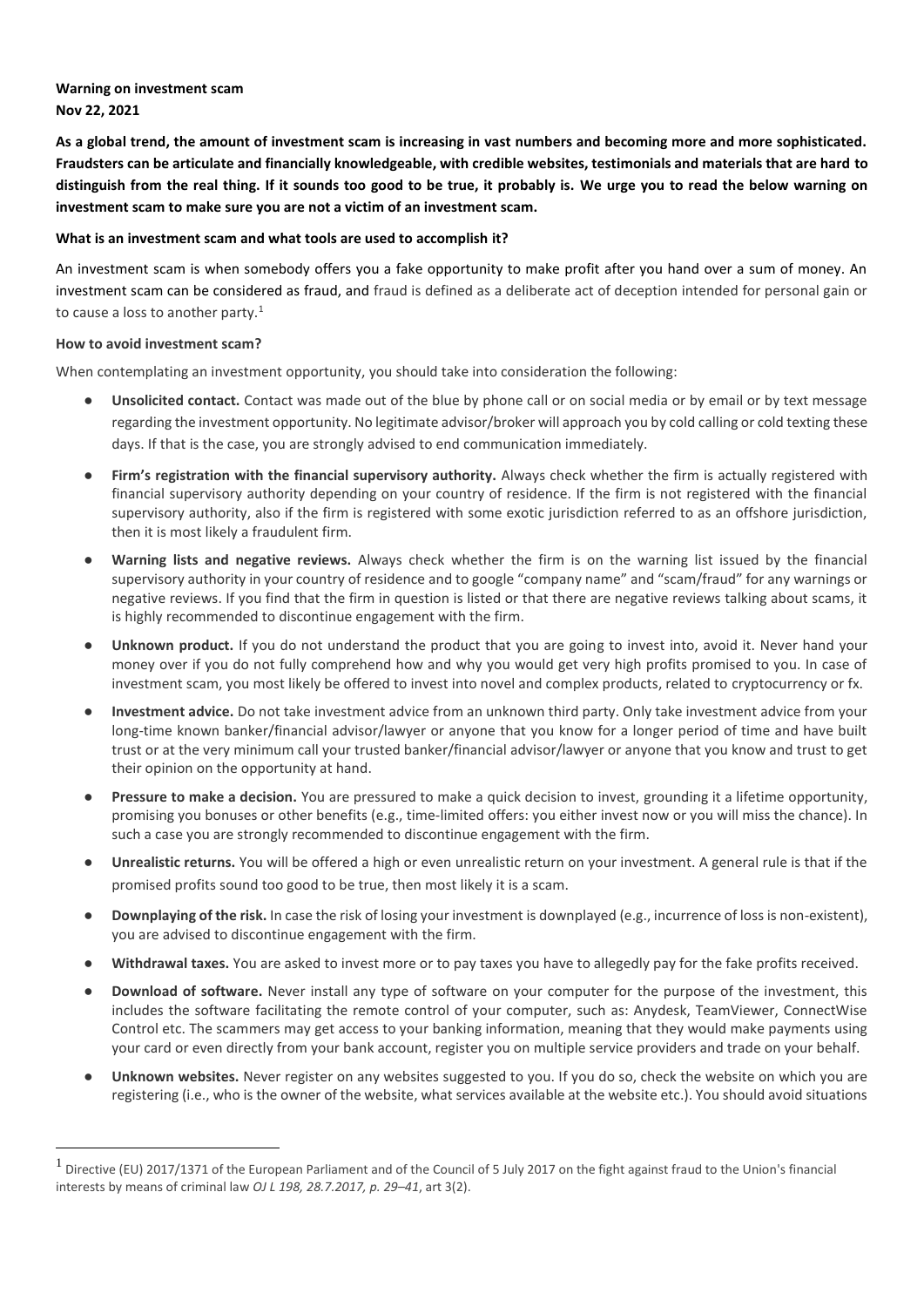**Warning on investment scam**
**Nov 22, 2021**

**As a global trend, the amount of investment scam is increasing in vast numbers and becoming more and more sophisticated. Fraudsters can be articulate and financially knowledgeable, with credible websites, testimonials and materials that are hard to distinguish from the real thing. If it sounds too good to be true, it probably is. We urge you to read the below warning on investment scam to make sure you are not a victim of an investment scam.**

**What is an investment scam and what tools are used to accomplish it?**

An investment scam is when somebody offers you a fake opportunity to make profit after you hand over a sum of money. An investment scam can be considered as fraud, and fraud is defined as a deliberate act of deception intended for personal gain or to cause a loss to another party.[1]

**How to avoid investment scam?**

When contemplating an investment opportunity, you should take into consideration the following:

- **Unsolicited contact.** Contact was made out of the blue by phone call or on social media or by email or by text message regarding the investment opportunity. No legitimate advisor/broker will approach you by cold calling or cold texting these days. If that is the case, you are strongly advised to end communication immediately.
- **Firm's registration with the financial supervisory authority.** Always check whether the firm is actually registered with financial supervisory authority depending on your country of residence. If the firm is not registered with the financial supervisory authority, also if the firm is registered with some exotic jurisdiction referred to as an offshore jurisdiction, then it is most likely a fraudulent firm.
- **Warning lists and negative reviews.** Always check whether the firm is on the warning list issued by the financial supervisory authority in your country of residence and to google "company name" and "scam/fraud" for any warnings or negative reviews. If you find that the firm in question is listed or that there are negative reviews talking about scams, it is highly recommended to discontinue engagement with the firm.
- **Unknown product.** If you do not understand the product that you are going to invest into, avoid it. Never hand your money over if you do not fully comprehend how and why you would get very high profits promised to you. In case of investment scam, you most likely be offered to invest into novel and complex products, related to cryptocurrency or fx.
- **Investment advice.** Do not take investment advice from an unknown third party. Only take investment advice from your long-time known banker/financial advisor/lawyer or anyone that you know for a longer period of time and have built trust or at the very minimum call your trusted banker/financial advisor/lawyer or anyone that you know and trust to get their opinion on the opportunity at hand.
- **Pressure to make a decision.** You are pressured to make a quick decision to invest, grounding it a lifetime opportunity, promising you bonuses or other benefits (e.g., time-limited offers: you either invest now or you will miss the chance). In such a case you are strongly recommended to discontinue engagement with the firm.
- **Unrealistic returns.** You will be offered a high or even unrealistic return on your investment. A general rule is that if the promised profits sound too good to be true, then most likely it is a scam.
- **Downplaying of the risk.** In case the risk of losing your investment is downplayed (e.g., incurrence of loss is non-existent), you are advised to discontinue engagement with the firm.
- **Withdrawal taxes.** You are asked to invest more or to pay taxes you have to allegedly pay for the fake profits received.
- **Download of software.** Never install any type of software on your computer for the purpose of the investment, this includes the software facilitating the remote control of your computer, such as: Anydesk, TeamViewer, ConnectWise Control etc. The scammers may get access to your banking information, meaning that they would make payments using your card or even directly from your bank account, register you on multiple service providers and trade on your behalf.
- **Unknown websites.** Never register on any websites suggested to you. If you do so, check the website on which you are registering (i.e., who is the owner of the website, what services available at the website etc.). You should avoid situations

[1] Directive (EU) 2017/1371 of the European Parliament and of the Council of 5 July 2017 on the fight against fraud to the Union's financial interests by means of criminal law *OJ L 198, 28.7.2017, p. 29–41*, art 3(2).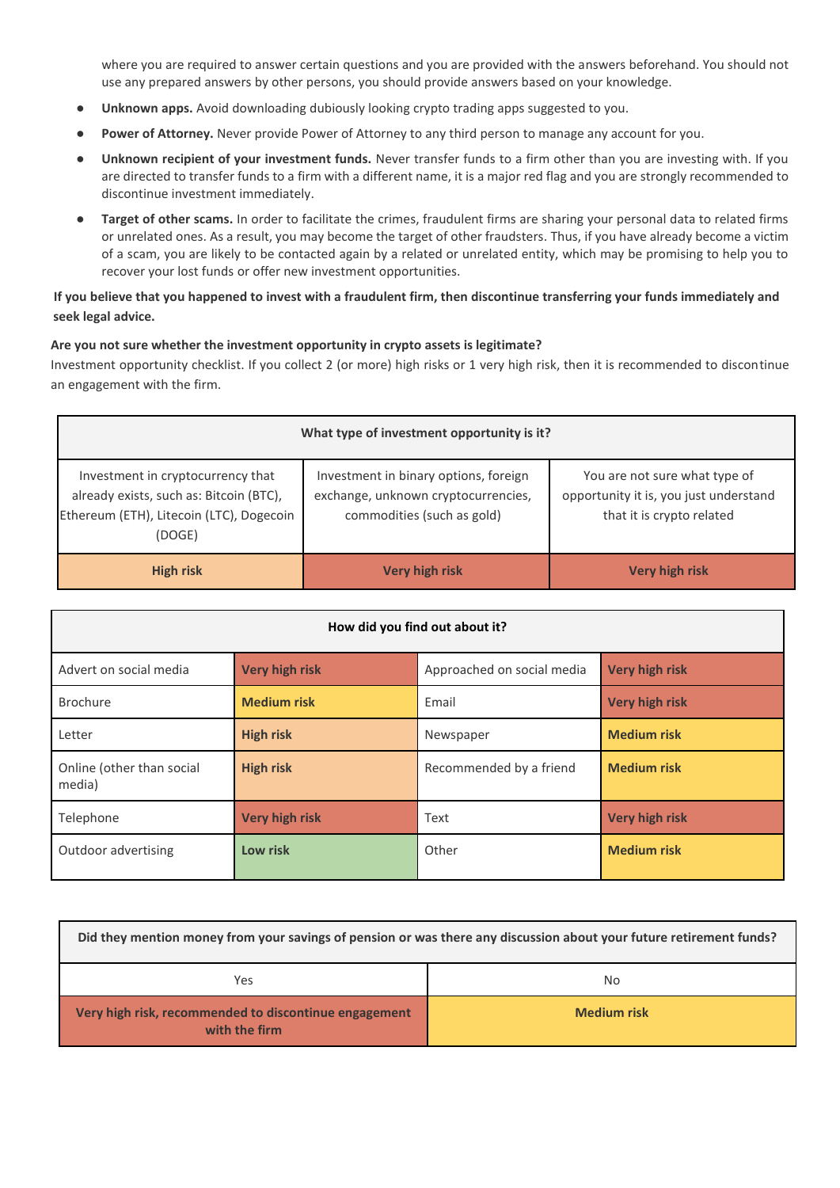where you are required to answer certain questions and you are provided with the answers beforehand. You should not use any prepared answers by other persons, you should provide answers based on your knowledge.

- **Unknown apps.** Avoid downloading dubiously looking crypto trading apps suggested to you.
- **Power of Attorney.** Never provide Power of Attorney to any third person to manage any account for you.
- **Unknown recipient of your investment funds.** Never transfer funds to a firm other than you are investing with. If you are directed to transfer funds to a firm with a different name, it is a major red flag and you are strongly recommended to discontinue investment immediately.
- **Target of other scams.** In order to facilitate the crimes, fraudulent firms are sharing your personal data to related firms or unrelated ones. As a result, you may become the target of other fraudsters. Thus, if you have already become a victim of a scam, you are likely to be contacted again by a related or unrelated entity, which may be promising to help you to recover your lost funds or offer new investment opportunities.

**If you believe that you happened to invest with a fraudulent firm, then discontinue transferring your funds immediately and seek legal advice.**

**Are you not sure whether the investment opportunity in crypto assets is legitimate?**
Investment opportunity checklist. If you collect 2 (or more) high risks or 1 very high risk, then it is recommended to discontinue an engagement with the firm.

| What type of investment opportunity is it? | | |
|---|---|---|
| Investment in cryptocurrency that already exists, such as: Bitcoin (BTC), Ethereum (ETH), Litecoin (LTC), Dogecoin (DOGE) | Investment in binary options, foreign exchange, unknown cryptocurrencies, commodities (such as gold) | You are not sure what type of opportunity it is, you just understand that it is crypto related |
| **High risk** | **Very high risk** | **Very high risk** |

| How did you find out about it? | | | |
|---|---|---|---|
| Advert on social media | **Very high risk** | Approached on social media | **Very high risk** |
| Brochure | **Medium risk** | Email | **Very high risk** |
| Letter | **High risk** | Newspaper | **Medium risk** |
| Online (other than social media) | **High risk** | Recommended by a friend | **Medium risk** |
| Telephone | **Very high risk** | Text | **Very high risk** |
| Outdoor advertising | **Low risk** | Other | **Medium risk** |

| Did they mention money from your savings of pension or was there any discussion about your future retirement funds? | |
|---|---|
| Yes | No |
| **Very high risk, recommended to discontinue engagement with the firm** | **Medium risk** |